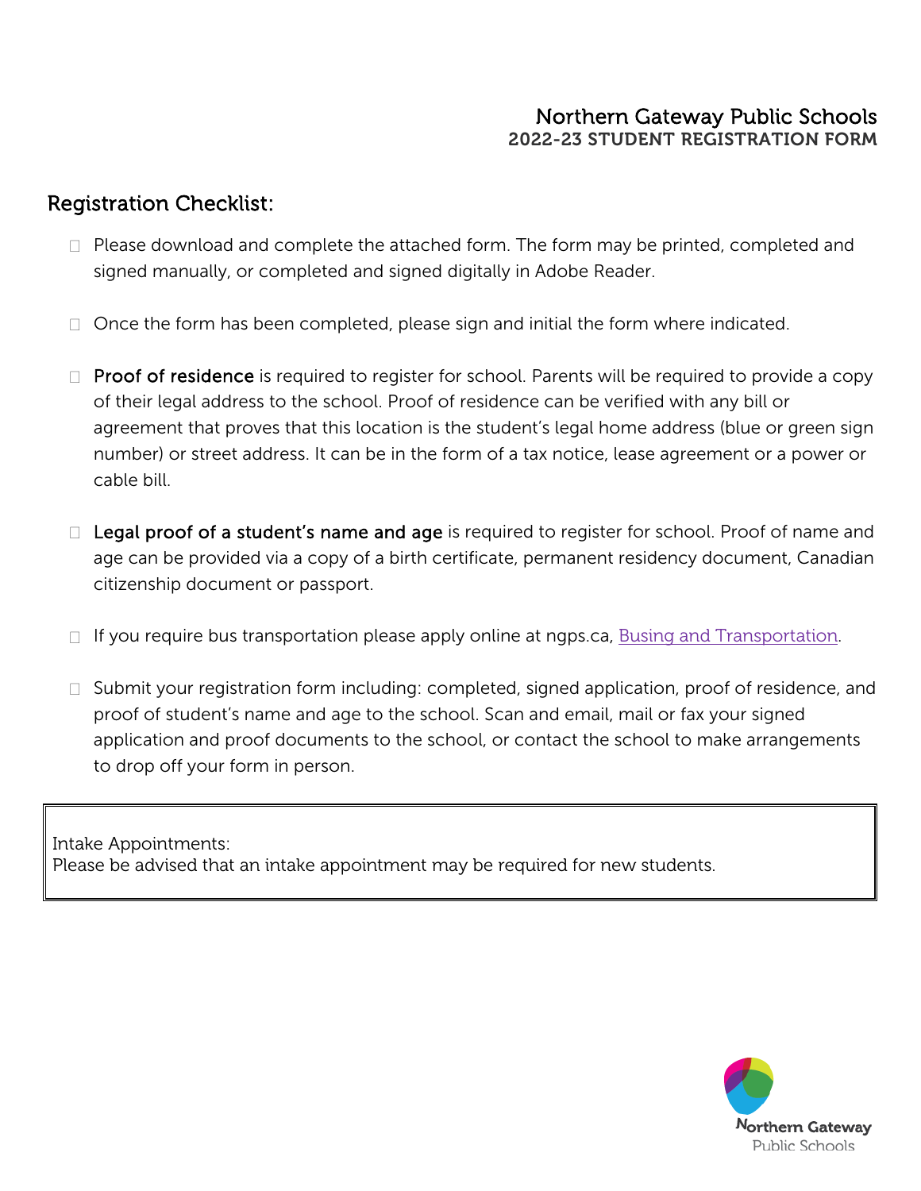# Northern Gateway Public Schools
## 2022-23 STUDENT REGISTRATION FORM

## Registration Checklist:

- ☐ Please download and complete the attached form. The form may be printed, completed and signed manually, or completed and signed digitally in Adobe Reader.

- ☐ Once the form has been completed, please sign and initial the form where indicated.

- ☐ **Proof of residence** is required to register for school. Parents will be required to provide a copy of their legal address to the school. Proof of residence can be verified with any bill or agreement that proves that this location is the student's legal home address (blue or green sign number) or street address. It can be in the form of a tax notice, lease agreement or a power or cable bill.

- ☐ **Legal proof of a student's name and age** is required to register for school. Proof of name and age can be provided via a copy of a birth certificate, permanent residency document, Canadian citizenship document or passport.

- ☐ If you require bus transportation please apply online at ngps.ca, Busing and Transportation.

- ☐ Submit your registration form including: completed, signed application, proof of residence, and proof of student's name and age to the school. Scan and email, mail or fax your signed application and proof documents to the school, or contact the school to make arrangements to drop off your form in person.

> Intake Appointments:
> Please be advised that an intake appointment may be required for new students.

Northern Gateway Public Schools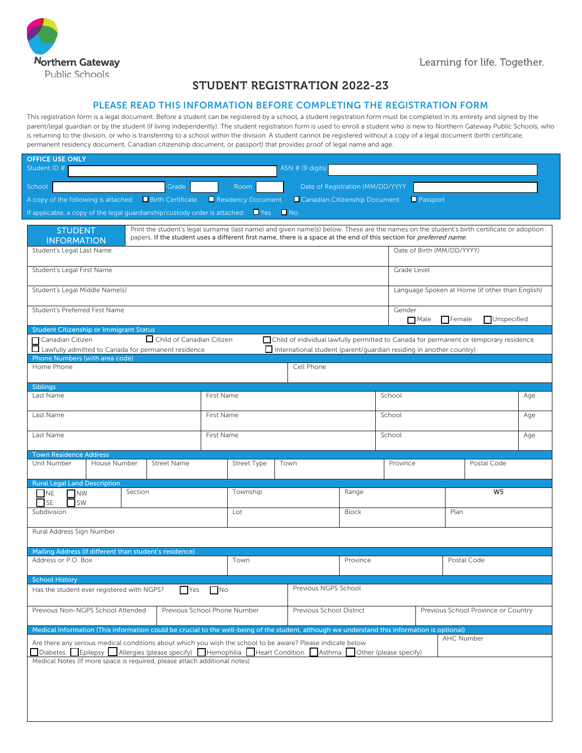Northern Gateway Public Schools

Learning for life. Together.

# STUDENT REGISTRATION 2022-23

## PLEASE READ THIS INFORMATION BEFORE COMPLETING THE REGISTRATION FORM

This registration form is a legal document. Before a student can be registered by a school, a student registration form must be completed in its entirety and signed by the parent/legal guardian or by the student (if living independently). The student registration form is used to enroll a student who is new to Northern Gateway Public Schools, who is returning to the division, or who is transferring to a school within the division. A student cannot be registered without a copy of a legal document (birth certificate, permanent residency document, Canadian citizenship document, or passport) that provides proof of legal name and age.

**OFFICE USE ONLY**

Student ID # ____________ ASN # (9 digits) ____________

School ____________ Grade ______ Room ______ Date of Registration (MM/DD/YYYY ____________

A copy of the following is attached: ☐ Birth Certificate ☐ Residency Document ☐ Canadian Citizenship Document ☐ Passport

If applicable, a copy of the legal guardianship/custody order is attached: ☐ Yes ☐ No

**STUDENT INFORMATION**

Print the student's legal surname (last name) and given name(s) below. These are the names on the student's birth certificate or adoption papers. **If the student uses a different first name, there is a space at the end of this section for** *preferred name.*

| | |
|---|---|
| Student's Legal Last Name | Date of Birth (MM/DD/YYYY) |
| Student's Legal First Name | Grade Level |
| Student's Legal Middle Name(s) | Language Spoken at Home (if other than English) |
| Student's Preferred First Name | Gender ☐ Male ☐ Female ☐ Unspecified |

**Student Citizenship or Immigrant Status**

☐ Canadian Citizen ☐ Child of Canadian Citizen ☐ Child of individual lawfully permitted to Canada for permanent or temporary residence

☐ Lawfully admitted to Canada for permanent residence ☐ International student (parent/guardian residing in another country)

**Phone Numbers (with area code)**

| | |
|---|---|
| Home Phone | Cell Phone |

**Siblings**

| | | | |
|---|---|---|---|
| Last Name | First Name | School | Age |
| Last Name | First Name | School | Age |
| Last Name | First Name | School | Age |

**Town Residence Address**

| | | | | | | |
|---|---|---|---|---|---|---|
| Unit Number | House Number | Street Name | Street Type | Town | Province | Postal Code |

**Rural Legal Land Description**

| | | | | |
|---|---|---|---|---|
| ☐ NE ☐ NW ☐ SE ☐ SW | Section | Township | Range | W5 |
| Subdivision | | Lot | Block | Plan |

Rural Address Sign Number

**Mailing Address (if different than student's residence)**

| | | | |
|---|---|---|---|
| Address or P.O. Box | Town | Province | Postal Code |

**School History**

| | | | |
|---|---|---|---|
| Has the student ever registered with NGPS? ☐ Yes ☐ No | | Previous NGPS School | |
| Previous Non-NGPS School Attended | Previous School Phone Number | Previous School District | Previous School Province or Country |

**Medical Information (This information could be crucial to the well-being of the student, although we understand this information is optional)**

Are there any serious medical conditions about which you wish the school to be aware? Please indicate below.

☐ Diabetes ☐ Epilepsy ☐ Allergies (please specify) ☐ Hemophilia ☐ Heart Condition ☐ Asthma ☐ Other (please specify)

AHC Number

Medical Notes (If more space is required, please attach additional notes)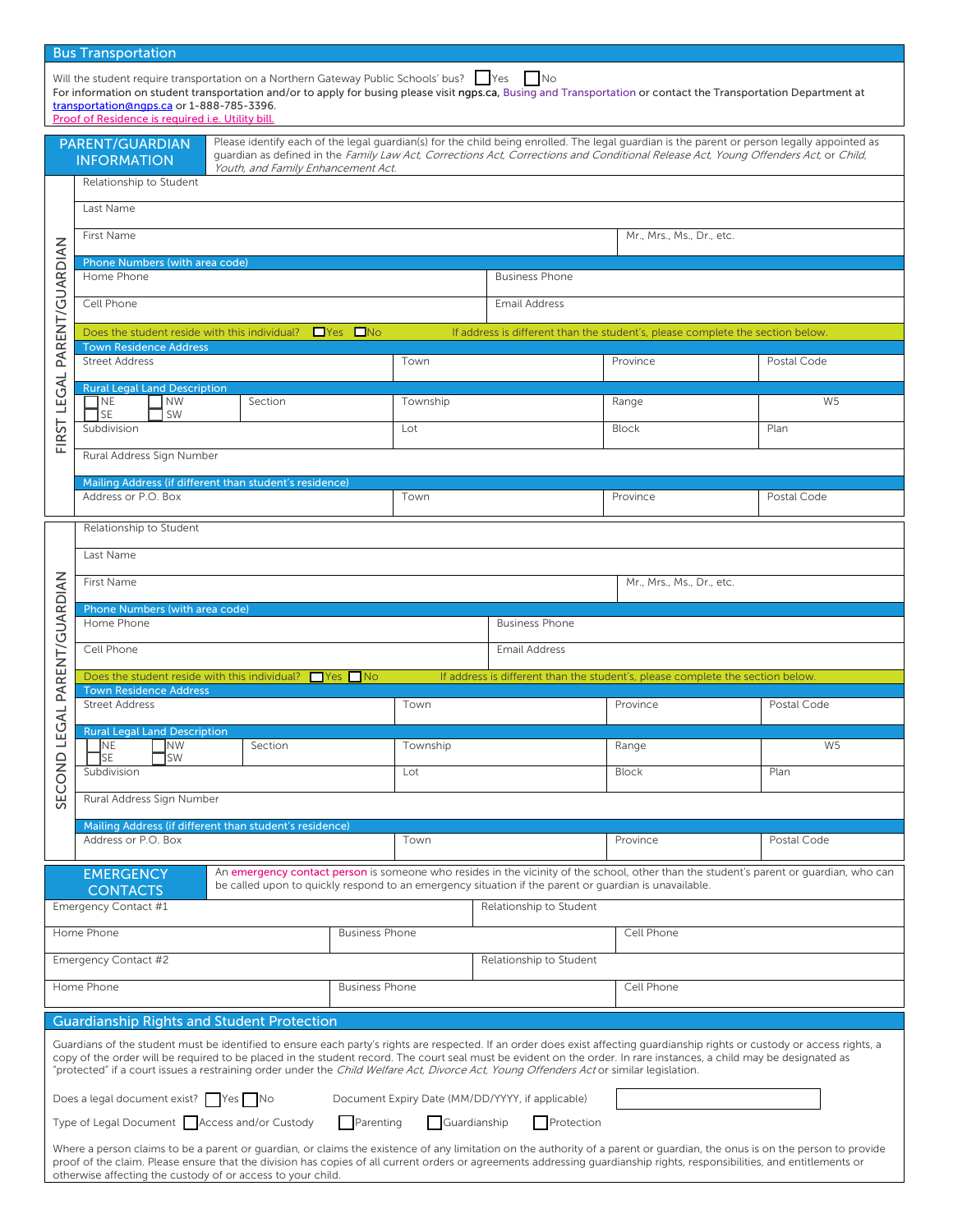## Bus Transportation

Will the student require transportation on a Northern Gateway Public Schools' bus? ☐ Yes ☐ No

For information on student transportation and/or to apply for busing please visit ngps.ca, Busing and Transportation or contact the Transportation Department at transportation@ngps.ca or 1-888-785-3396.

Proof of Residence is required i.e. Utility bill.

## PARENT/GUARDIAN INFORMATION

Please identify each of the legal guardian(s) for the child being enrolled. The legal guardian is the parent or person legally appointed as guardian as defined in the *Family Law Act, Corrections Act, Corrections and Conditional Release Act, Young Offenders Act,* or *Child, Youth, and Family Enhancement Act.*

### FIRST LEGAL PARENT/GUARDIAN

| | | | |
|---|---|---|---|
| Relationship to Student | | | |
| Last Name | | | |
| First Name | | Mr., Mrs., Ms., Dr., etc. | |
| **Phone Numbers (with area code)** | | | |
| Home Phone | | Business Phone | |
| Cell Phone | | Email Address | |
| Does the student reside with this individual? ☐ Yes ☐ No | If address is different than the student's, please complete the section below. | | |
| **Town Residence Address** | | | |
| Street Address | Town | Province | Postal Code |
| **Rural Legal Land Description** | | | |
| ☐ NE ☐ NW ☐ SE ☐ SW Section | Township | Range | W5 |
| Subdivision | Lot | Block | Plan |
| Rural Address Sign Number | | | |
| **Mailing Address (if different than student's residence)** | | | |
| Address or P.O. Box | Town | Province | Postal Code |

### SECOND LEGAL PARENT/GUARDIAN

| | | | |
|---|---|---|---|
| Relationship to Student | | | |
| Last Name | | | |
| First Name | | Mr., Mrs., Ms., Dr., etc. | |
| **Phone Numbers (with area code)** | | | |
| Home Phone | | Business Phone | |
| Cell Phone | | Email Address | |
| Does the student reside with this individual? ☐ Yes ☐ No | If address is different than the student's, please complete the section below. | | |
| **Town Residence Address** | | | |
| Street Address | Town | Province | Postal Code |
| **Rural Legal Land Description** | | | |
| ☐ NE ☐ NW ☐ SE ☐ SW Section | Township | Range | W5 |
| Subdivision | Lot | Block | Plan |
| Rural Address Sign Number | | | |
| **Mailing Address (if different than student's residence)** | | | |
| Address or P.O. Box | Town | Province | Postal Code |

## EMERGENCY CONTACTS

An emergency contact person is someone who resides in the vicinity of the school, other than the student's parent or guardian, who can be called upon to quickly respond to an emergency situation if the parent or guardian is unavailable.

| | | |
|---|---|---|
| Emergency Contact #1 | Relationship to Student | |
| Home Phone | Business Phone | Cell Phone |
| Emergency Contact #2 | Relationship to Student | |
| Home Phone | Business Phone | Cell Phone |

## Guardianship Rights and Student Protection

Guardians of the student must be identified to ensure each party's rights are respected. If an order does exist affecting guardianship rights or custody or access rights, a copy of the order will be required to be placed in the student record. The court seal must be evident on the order. In rare instances, a child may be designated as "protected" if a court issues a restraining order under the *Child Welfare Act, Divorce Act, Young Offenders Act* or similar legislation.

Does a legal document exist? ☐ Yes ☐ No Document Expiry Date (MM/DD/YYYY, if applicable) ______

Type of Legal Document ☐ Access and/or Custody ☐ Parenting ☐ Guardianship ☐ Protection

Where a person claims to be a parent or guardian, or claims the existence of any limitation on the authority of a parent or guardian, the onus is on the person to provide proof of the claim. Please ensure that the division has copies of all current orders or agreements addressing guardianship rights, responsibilities, and entitlements or otherwise affecting the custody of or access to your child.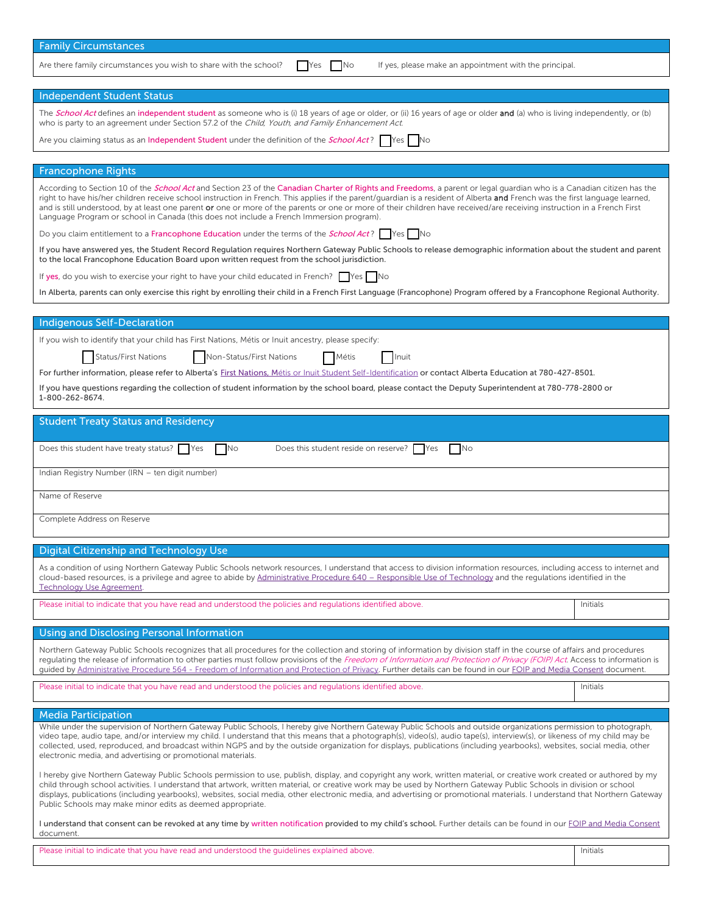## Family Circumstances

Are there family circumstances you wish to share with the school? ☐ Yes ☐ No If yes, please make an appointment with the principal.

## Independent Student Status

The *School Act* defines an independent student as someone who is (i) 18 years of age or older, or (ii) 16 years of age or older **and** (a) who is living independently, or (b) who is party to an agreement under Section 57.2 of the *Child, Youth, and Family Enhancement Act*.

Are you claiming status as an Independent Student under the definition of the *School Act*? ☐ Yes ☐ No

## Francophone Rights

According to Section 10 of the *School Act* and Section 23 of the Canadian Charter of Rights and Freedoms, a parent or legal guardian who is a Canadian citizen has the right to have his/her children receive school instruction in French. This applies if the parent/guardian is a resident of Alberta **and** French was the first language learned, and is still understood, by at least one parent **or** one or more of the parents or one or more of their children have received/are receiving instruction in a French First Language Program or school in Canada (this does not include a French Immersion program).

Do you claim entitlement to a Francophone Education under the terms of the *School Act*? ☐ Yes ☐ No

If you have answered yes, the Student Record Regulation requires Northern Gateway Public Schools to release demographic information about the student and parent to the local Francophone Education Board upon written request from the school jurisdiction.

If yes, do you wish to exercise your right to have your child educated in French? ☐ Yes ☐ No

In Alberta, parents can only exercise this right by enrolling their child in a French First Language (Francophone) Program offered by a Francophone Regional Authority.

## Indigenous Self-Declaration

If you wish to identify that your child has First Nations, Métis or Inuit ancestry, please specify:

☐ Status/First Nations ☐ Non-Status/First Nations ☐ Métis ☐ Inuit

For further information, please refer to Alberta's First Nations, Métis or Inuit Student Self-Identification or contact Alberta Education at 780-427-8501.

If you have questions regarding the collection of student information by the school board, please contact the Deputy Superintendent at 780-778-2800 or 1-800-262-8674.

## Student Treaty Status and Residency

Does this student have treaty status? ☐ Yes ☐ No Does this student reside on reserve? ☐ Yes ☐ No

Indian Registry Number (IRN – ten digit number)

Name of Reserve

Complete Address on Reserve

## Digital Citizenship and Technology Use

As a condition of using Northern Gateway Public Schools network resources, I understand that access to division information resources, including access to internet and cloud-based resources, is a privilege and agree to abide by Administrative Procedure 640 – Responsible Use of Technology and the regulations identified in the Technology Use Agreement.

| Please initial to indicate that you have read and understood the policies and regulations identified above. | Initials |
| --- | --- |

## Using and Disclosing Personal Information

Northern Gateway Public Schools recognizes that all procedures for the collection and storing of information by division staff in the course of affairs and procedures regulating the release of information to other parties must follow provisions of the *Freedom of Information and Protection of Privacy (FOIP) Act*. Access to information is guided by Administrative Procedure 564 - Freedom of Information and Protection of Privacy. Further details can be found in our FOIP and Media Consent document.

| Please initial to indicate that you have read and understood the policies and regulations identified above. | Initials |
| --- | --- |

## Media Participation

While under the supervision of Northern Gateway Public Schools, I hereby give Northern Gateway Public Schools and outside organizations permission to photograph, video tape, audio tape, and/or interview my child. I understand that this means that a photograph(s), video(s), audio tape(s), interview(s), or likeness of my child may be collected, used, reproduced, and broadcast within NGPS and by the outside organization for displays, publications (including yearbooks), websites, social media, other electronic media, and advertising or promotional materials.

I hereby give Northern Gateway Public Schools permission to use, publish, display, and copyright any work, written material, or creative work created or authored by my child through school activities. I understand that artwork, written material, or creative work may be used by Northern Gateway Public Schools in division or school displays, publications (including yearbooks), websites, social media, other electronic media, and advertising or promotional materials. I understand that Northern Gateway Public Schools may make minor edits as deemed appropriate.

**I understand that consent can be revoked at any time by written notification provided to my child's school.** Further details can be found in our FOIP and Media Consent document.

| Please initial to indicate that you have read and understood the guidelines explained above. | Initials |
| --- | --- |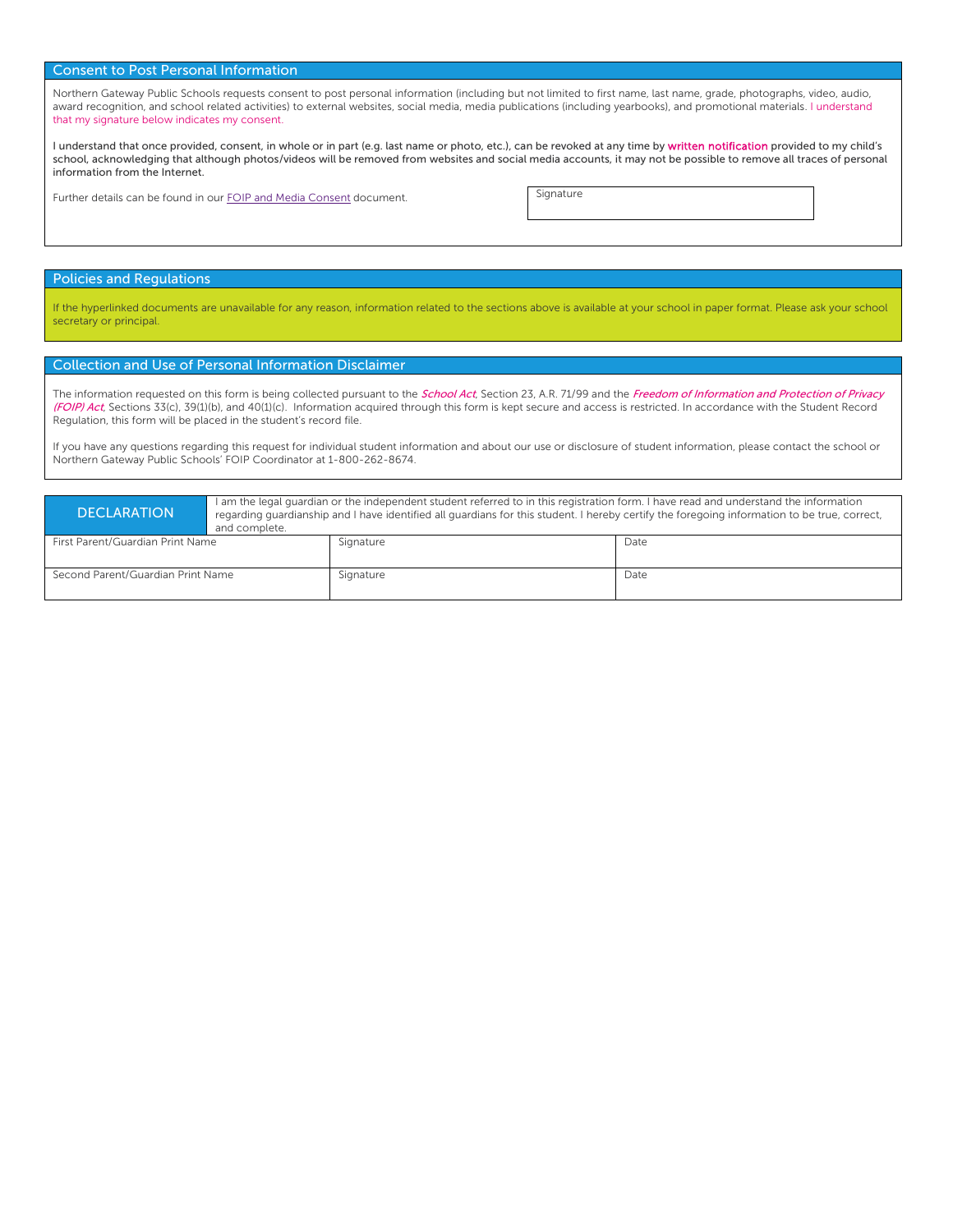## Consent to Post Personal Information

Northern Gateway Public Schools requests consent to post personal information (including but not limited to first name, last name, grade, photographs, video, audio, award recognition, and school related activities) to external websites, social media, media publications (including yearbooks), and promotional materials. I understand that my signature below indicates my consent.

**I understand that once provided, consent, in whole or in part (e.g. last name or photo, etc.), can be revoked at any time by written notification provided to my child's school, acknowledging that although photos/videos will be removed from websites and social media accounts, it may not be possible to remove all traces of personal information from the Internet.**

Further details can be found in our FOIP and Media Consent document.

| Signature |
| --- |
| |

## Policies and Regulations

If the hyperlinked documents are unavailable for any reason, information related to the sections above is available at your school in paper format. Please ask your school secretary or principal.

## Collection and Use of Personal Information Disclaimer

The information requested on this form is being collected pursuant to the *School Act*, Section 23, A.R. 71/99 and the *Freedom of Information and Protection of Privacy (FOIP) Act*, Sections 33(c), 39(1)(b), and 40(1)(c). Information acquired through this form is kept secure and access is restricted. In accordance with the Student Record Regulation, this form will be placed in the student's record file.

If you have any questions regarding this request for individual student information and about our use or disclosure of student information, please contact the school or Northern Gateway Public Schools' FOIP Coordinator at 1-800-262-8674.

## DECLARATION

I am the legal guardian or the independent student referred to in this registration form. I have read and understand the information regarding guardianship and I have identified all guardians for this student. I hereby certify the foregoing information to be true, correct, and complete.

| | | |
| --- | --- | --- |
| First Parent/Guardian Print Name | Signature | Date |
| Second Parent/Guardian Print Name | Signature | Date |